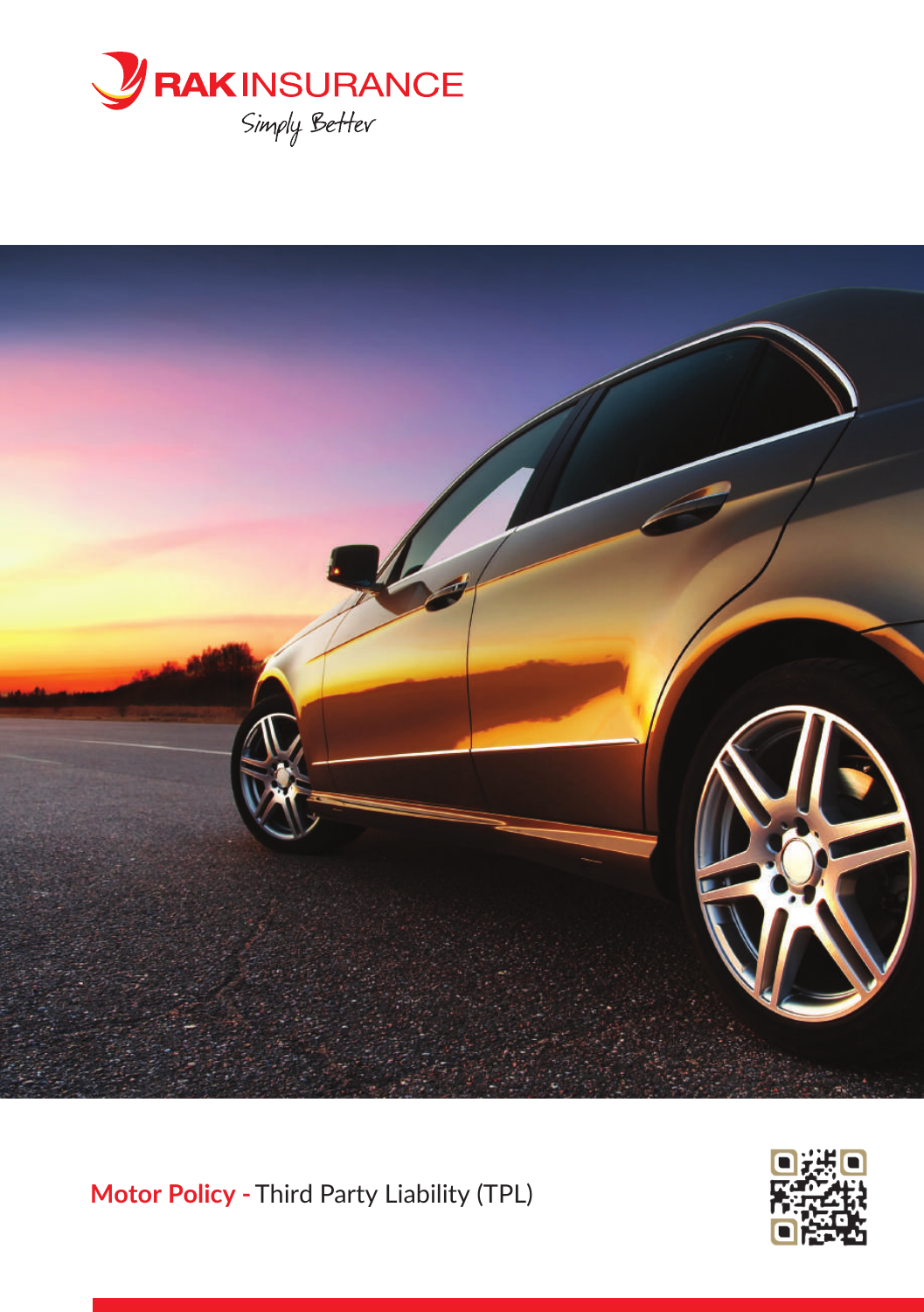RAKINSURANCE

Simply Better

**Motor Policy -** Third Party Liability (TPL)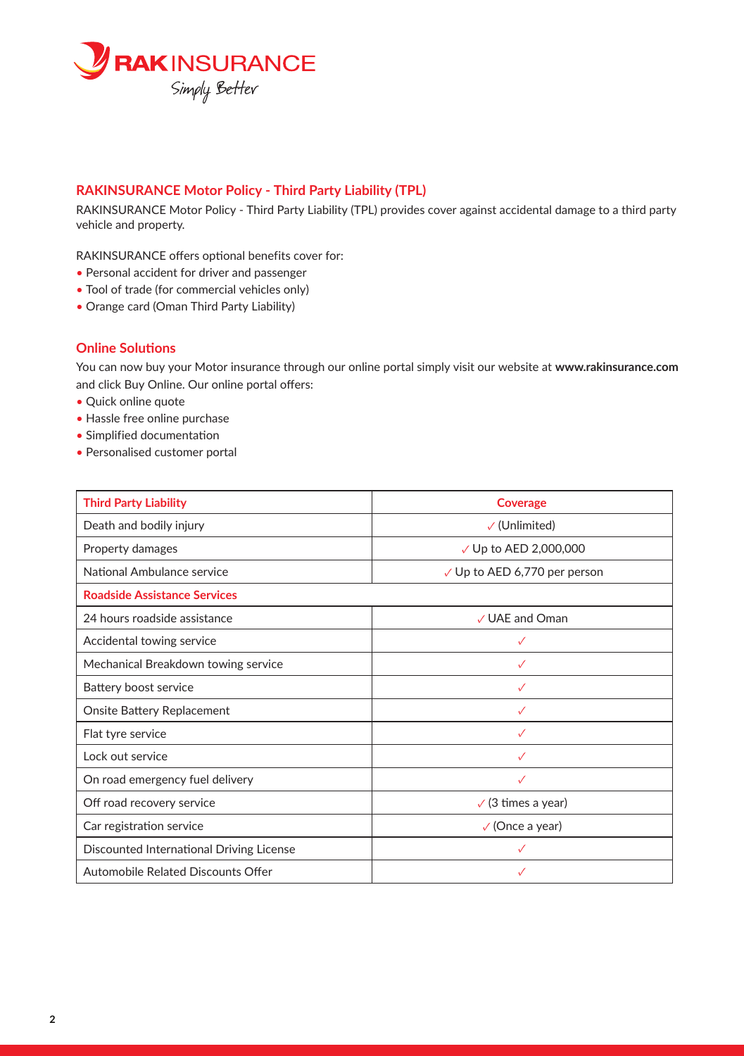## RAKINSURANCE Motor Policy - Third Party Liability (TPL)

RAKINSURANCE Motor Policy - Third Party Liability (TPL) provides cover against accidental damage to a third party vehicle and property.

RAKINSURANCE offers optional benefits cover for:

- Personal accident for driver and passenger
- Tool of trade (for commercial vehicles only)
- Orange card (Oman Third Party Liability)

## Online Solutions

You can now buy your Motor insurance through our online portal simply visit our website at **www.rakinsurance.com** and click Buy Online. Our online portal offers:

- Quick online quote
- Hassle free online purchase
- Simplified documentation
- Personalised customer portal

| Third Party Liability | Coverage |
|---|---|
| Death and bodily injury | ✓ (Unlimited) |
| Property damages | ✓ Up to AED 2,000,000 |
| National Ambulance service | ✓ Up to AED 6,770 per person |
| **Roadside Assistance Services** | |
| 24 hours roadside assistance | ✓ UAE and Oman |
| Accidental towing service | ✓ |
| Mechanical Breakdown towing service | ✓ |
| Battery boost service | ✓ |
| Onsite Battery Replacement | ✓ |
| Flat tyre service | ✓ |
| Lock out service | ✓ |
| On road emergency fuel delivery | ✓ |
| Off road recovery service | ✓ (3 times a year) |
| Car registration service | ✓ (Once a year) |
| Discounted International Driving License | ✓ |
| Automobile Related Discounts Offer | ✓ |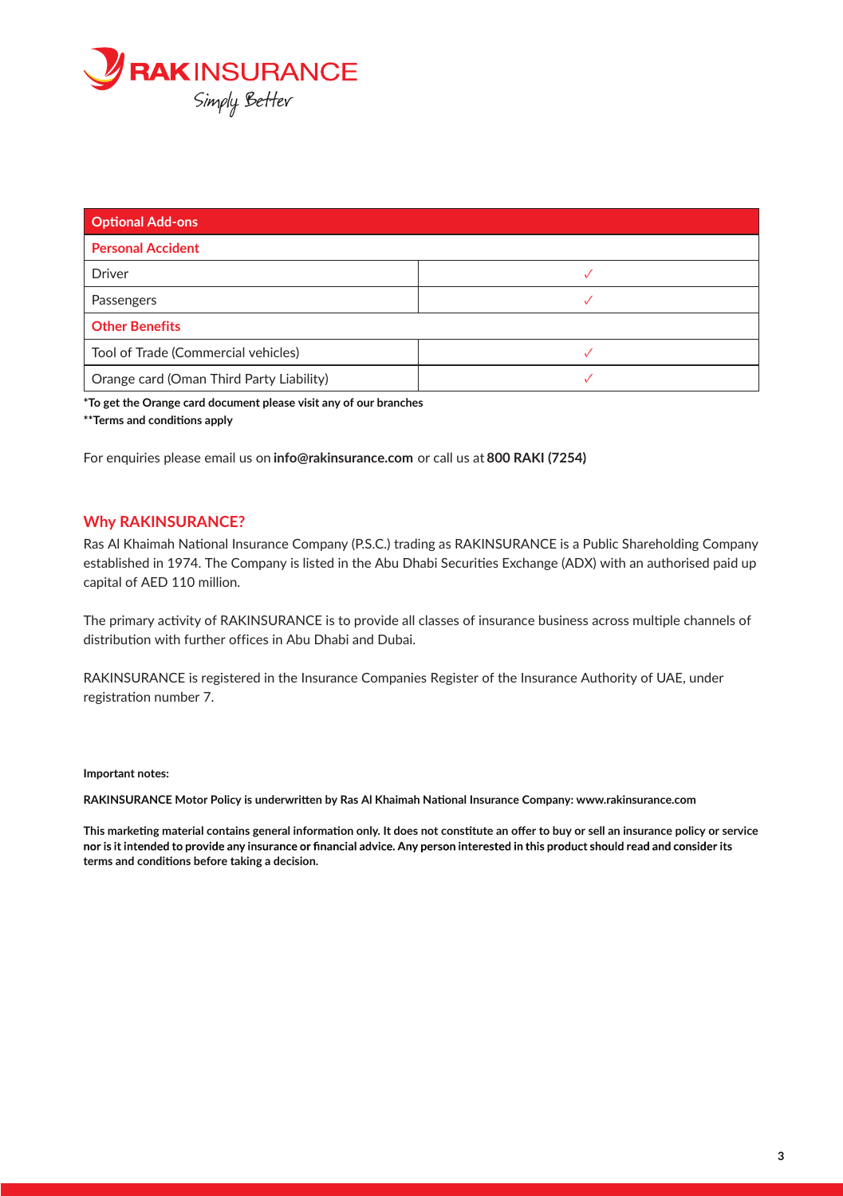| Optional Add-ons | |
|---|---|
| **Personal Accident** | |
| Driver | ✓ |
| Passengers | ✓ |
| **Other Benefits** | |
| Tool of Trade (Commercial vehicles) | ✓ |
| Orange card (Oman Third Party Liability) | ✓ |

**\*To get the Orange card document please visit any of our branches**

**\*\*Terms and conditions apply**

For enquiries please email us on **info@rakinsurance.com** or call us at **800 RAKI (7254)**

## Why RAKINSURANCE?

Ras Al Khaimah National Insurance Company (P.S.C.) trading as RAKINSURANCE is a Public Shareholding Company established in 1974. The Company is listed in the Abu Dhabi Securities Exchange (ADX) with an authorised paid up capital of AED 110 million.

The primary activity of RAKINSURANCE is to provide all classes of insurance business across multiple channels of distribution with further offices in Abu Dhabi and Dubai.

RAKINSURANCE is registered in the Insurance Companies Register of the Insurance Authority of UAE, under registration number 7.

**Important notes:**

**RAKINSURANCE Motor Policy is underwritten by Ras Al Khaimah National Insurance Company: www.rakinsurance.com**

**This marketing material contains general information only. It does not constitute an offer to buy or sell an insurance policy or service nor is it intended to provide any insurance or financial advice. Any person interested in this product should read and consider its terms and conditions before taking a decision.**